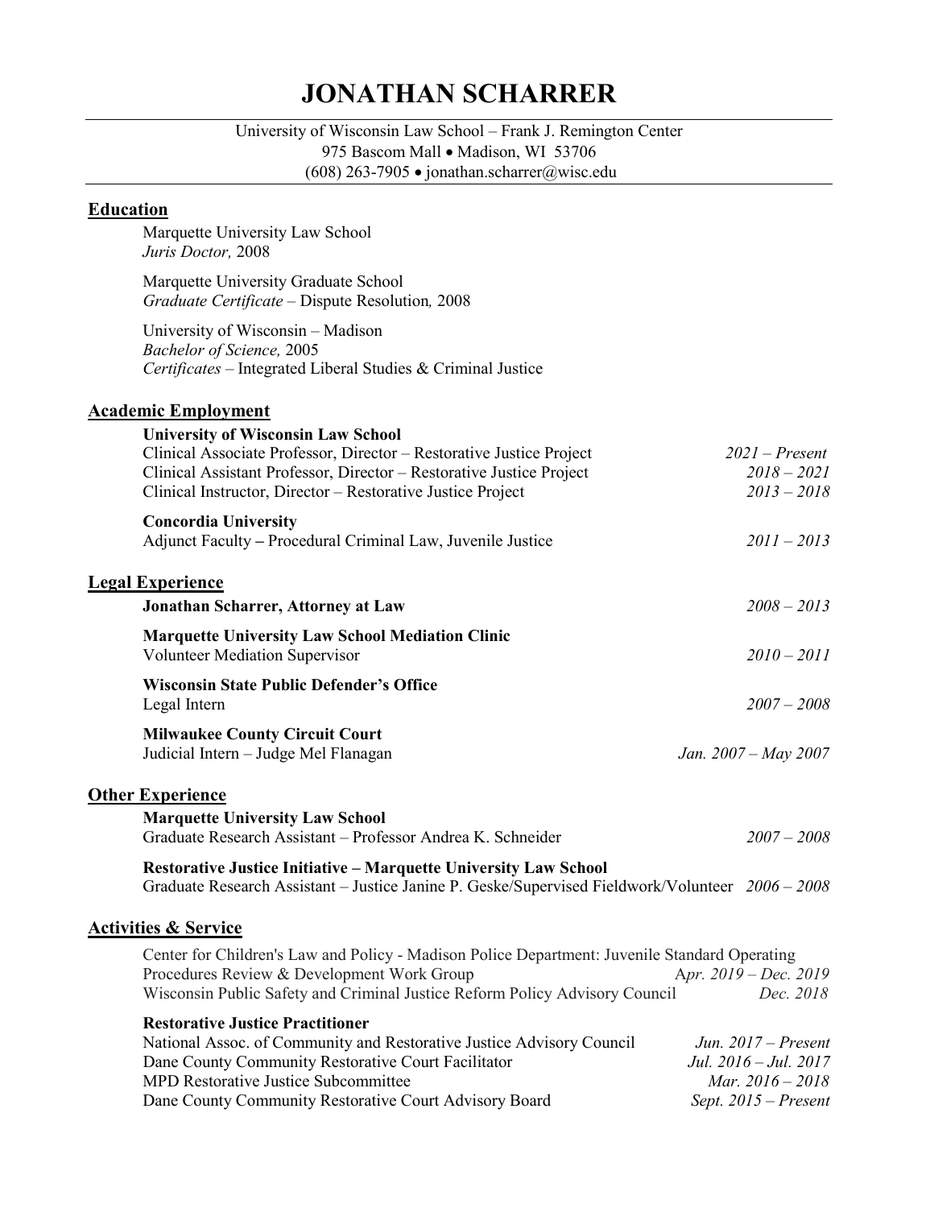# JONATHAN SCHARRER

University of Wisconsin Law School – Frank J. Remington Center
975 Bascom Mall • Madison, WI 53706
(608) 263-7905 • jonathan.scharrer@wisc.edu

## Education

Marquette University Law School
*Juris Doctor,* 2008

Marquette University Graduate School
*Graduate Certificate* – Dispute Resolution*,* 2008

University of Wisconsin – Madison
*Bachelor of Science,* 2005
*Certificates* – Integrated Liberal Studies & Criminal Justice

## Academic Employment

**University of Wisconsin Law School**
Clinical Associate Professor, Director – Restorative Justice Project — *2021 – Present*
Clinical Assistant Professor, Director – Restorative Justice Project — *2018 – 2021*
Clinical Instructor, Director – Restorative Justice Project — *2013 – 2018*

**Concordia University**
Adjunct Faculty – Procedural Criminal Law, Juvenile Justice — *2011 – 2013*

## Legal Experience

**Jonathan Scharrer, Attorney at Law** — *2008 – 2013*

**Marquette University Law School Mediation Clinic**
Volunteer Mediation Supervisor — *2010 – 2011*

**Wisconsin State Public Defender's Office**
Legal Intern — *2007 – 2008*

**Milwaukee County Circuit Court**
Judicial Intern – Judge Mel Flanagan — *Jan. 2007 – May 2007*

## Other Experience

**Marquette University Law School**
Graduate Research Assistant – Professor Andrea K. Schneider — *2007 – 2008*

**Restorative Justice Initiative – Marquette University Law School**
Graduate Research Assistant – Justice Janine P. Geske/Supervised Fieldwork/Volunteer — *2006 – 2008*

## Activities & Service

Center for Children's Law and Policy - Madison Police Department: Juvenile Standard Operating Procedures Review & Development Work Group — *Apr. 2019 – Dec. 2019*
Wisconsin Public Safety and Criminal Justice Reform Policy Advisory Council — *Dec. 2018*

**Restorative Justice Practitioner**
National Assoc. of Community and Restorative Justice Advisory Council — *Jun. 2017 – Present*
Dane County Community Restorative Court Facilitator — *Jul. 2016 – Jul. 2017*
MPD Restorative Justice Subcommittee — *Mar. 2016 – 2018*
Dane County Community Restorative Court Advisory Board — *Sept. 2015 – Present*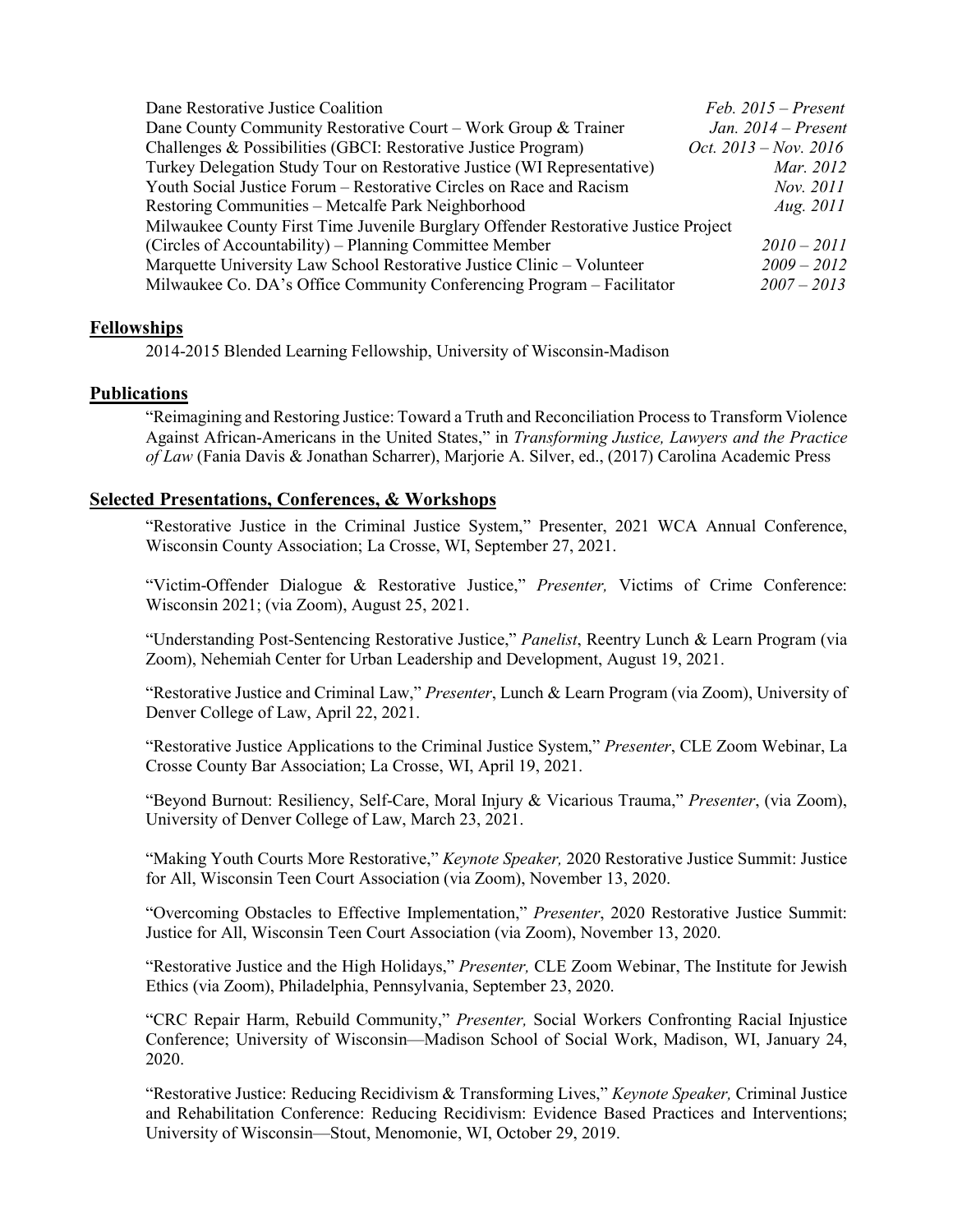| | |
|---|---|
| Dane Restorative Justice Coalition | *Feb. 2015 – Present* |
| Dane County Community Restorative Court – Work Group & Trainer | *Jan. 2014 – Present* |
| Challenges & Possibilities (GBCI: Restorative Justice Program) | *Oct. 2013 – Nov. 2016* |
| Turkey Delegation Study Tour on Restorative Justice (WI Representative) | *Mar. 2012* |
| Youth Social Justice Forum – Restorative Circles on Race and Racism | *Nov. 2011* |
| Restoring Communities – Metcalfe Park Neighborhood | *Aug. 2011* |
| Milwaukee County First Time Juvenile Burglary Offender Restorative Justice Project (Circles of Accountability) – Planning Committee Member | *2010 – 2011* |
| Marquette University Law School Restorative Justice Clinic – Volunteer | *2009 – 2012* |
| Milwaukee Co. DA's Office Community Conferencing Program – Facilitator | *2007 – 2013* |

## Fellowships

2014-2015 Blended Learning Fellowship, University of Wisconsin-Madison

## Publications

"Reimagining and Restoring Justice: Toward a Truth and Reconciliation Process to Transform Violence Against African-Americans in the United States," in *Transforming Justice, Lawyers and the Practice of Law* (Fania Davis & Jonathan Scharrer), Marjorie A. Silver, ed., (2017) Carolina Academic Press

## Selected Presentations, Conferences, & Workshops

"Restorative Justice in the Criminal Justice System," Presenter, 2021 WCA Annual Conference, Wisconsin County Association; La Crosse, WI, September 27, 2021.

"Victim-Offender Dialogue & Restorative Justice," *Presenter,* Victims of Crime Conference: Wisconsin 2021; (via Zoom), August 25, 2021.

"Understanding Post-Sentencing Restorative Justice," *Panelist*, Reentry Lunch & Learn Program (via Zoom), Nehemiah Center for Urban Leadership and Development, August 19, 2021.

"Restorative Justice and Criminal Law," *Presenter*, Lunch & Learn Program (via Zoom), University of Denver College of Law, April 22, 2021.

"Restorative Justice Applications to the Criminal Justice System," *Presenter*, CLE Zoom Webinar, La Crosse County Bar Association; La Crosse, WI, April 19, 2021.

"Beyond Burnout: Resiliency, Self-Care, Moral Injury & Vicarious Trauma," *Presenter*, (via Zoom), University of Denver College of Law, March 23, 2021.

"Making Youth Courts More Restorative," *Keynote Speaker,* 2020 Restorative Justice Summit: Justice for All, Wisconsin Teen Court Association (via Zoom), November 13, 2020.

"Overcoming Obstacles to Effective Implementation," *Presenter*, 2020 Restorative Justice Summit: Justice for All, Wisconsin Teen Court Association (via Zoom), November 13, 2020.

"Restorative Justice and the High Holidays," *Presenter,* CLE Zoom Webinar, The Institute for Jewish Ethics (via Zoom), Philadelphia, Pennsylvania, September 23, 2020.

"CRC Repair Harm, Rebuild Community," *Presenter,* Social Workers Confronting Racial Injustice Conference; University of Wisconsin—Madison School of Social Work, Madison, WI, January 24, 2020.

"Restorative Justice: Reducing Recidivism & Transforming Lives," *Keynote Speaker,* Criminal Justice and Rehabilitation Conference: Reducing Recidivism: Evidence Based Practices and Interventions; University of Wisconsin—Stout, Menomonie, WI, October 29, 2019.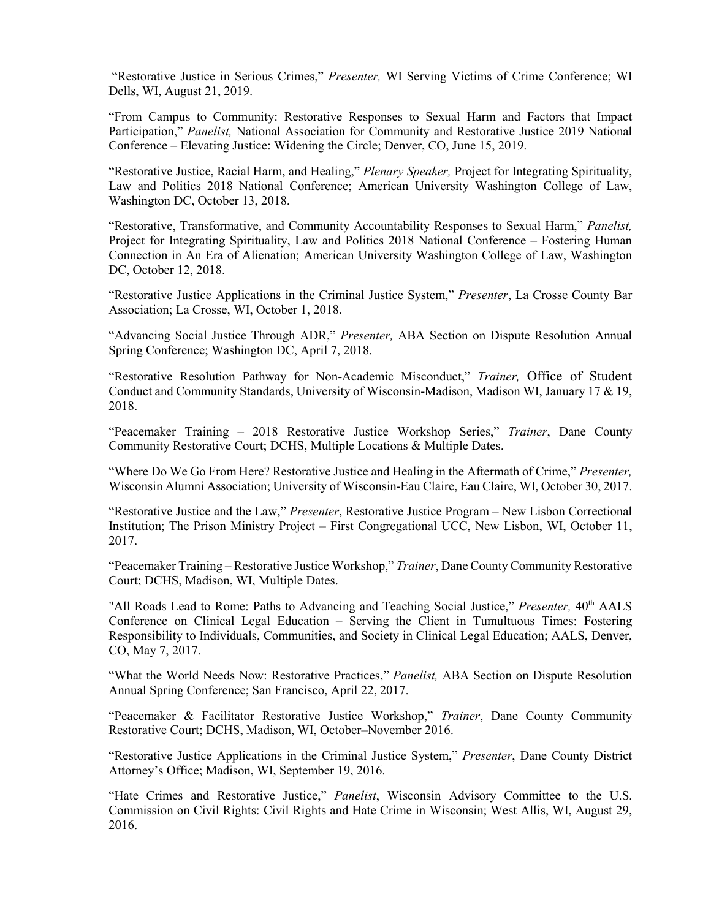"Restorative Justice in Serious Crimes," *Presenter,* WI Serving Victims of Crime Conference; WI Dells, WI, August 21, 2019.

"From Campus to Community: Restorative Responses to Sexual Harm and Factors that Impact Participation," *Panelist,* National Association for Community and Restorative Justice 2019 National Conference – Elevating Justice: Widening the Circle; Denver, CO, June 15, 2019.

"Restorative Justice, Racial Harm, and Healing," *Plenary Speaker,* Project for Integrating Spirituality, Law and Politics 2018 National Conference; American University Washington College of Law, Washington DC, October 13, 2018.

"Restorative, Transformative, and Community Accountability Responses to Sexual Harm," *Panelist,* Project for Integrating Spirituality, Law and Politics 2018 National Conference – Fostering Human Connection in An Era of Alienation; American University Washington College of Law, Washington DC, October 12, 2018.

"Restorative Justice Applications in the Criminal Justice System," *Presenter*, La Crosse County Bar Association; La Crosse, WI, October 1, 2018.

"Advancing Social Justice Through ADR," *Presenter,* ABA Section on Dispute Resolution Annual Spring Conference; Washington DC, April 7, 2018.

"Restorative Resolution Pathway for Non-Academic Misconduct," *Trainer,* Office of Student Conduct and Community Standards, University of Wisconsin-Madison, Madison WI, January 17 & 19, 2018.

"Peacemaker Training – 2018 Restorative Justice Workshop Series," *Trainer*, Dane County Community Restorative Court; DCHS, Multiple Locations & Multiple Dates.

"Where Do We Go From Here? Restorative Justice and Healing in the Aftermath of Crime," *Presenter,* Wisconsin Alumni Association; University of Wisconsin-Eau Claire, Eau Claire, WI, October 30, 2017.

"Restorative Justice and the Law," *Presenter*, Restorative Justice Program – New Lisbon Correctional Institution; The Prison Ministry Project – First Congregational UCC, New Lisbon, WI, October 11, 2017.

"Peacemaker Training – Restorative Justice Workshop," *Trainer*, Dane County Community Restorative Court; DCHS, Madison, WI, Multiple Dates.

"All Roads Lead to Rome: Paths to Advancing and Teaching Social Justice," *Presenter,* 40th AALS Conference on Clinical Legal Education – Serving the Client in Tumultuous Times: Fostering Responsibility to Individuals, Communities, and Society in Clinical Legal Education; AALS, Denver, CO, May 7, 2017.

"What the World Needs Now: Restorative Practices," *Panelist,* ABA Section on Dispute Resolution Annual Spring Conference; San Francisco, April 22, 2017.

"Peacemaker & Facilitator Restorative Justice Workshop," *Trainer*, Dane County Community Restorative Court; DCHS, Madison, WI, October–November 2016.

"Restorative Justice Applications in the Criminal Justice System," *Presenter*, Dane County District Attorney's Office; Madison, WI, September 19, 2016.

"Hate Crimes and Restorative Justice," *Panelist*, Wisconsin Advisory Committee to the U.S. Commission on Civil Rights: Civil Rights and Hate Crime in Wisconsin; West Allis, WI, August 29, 2016.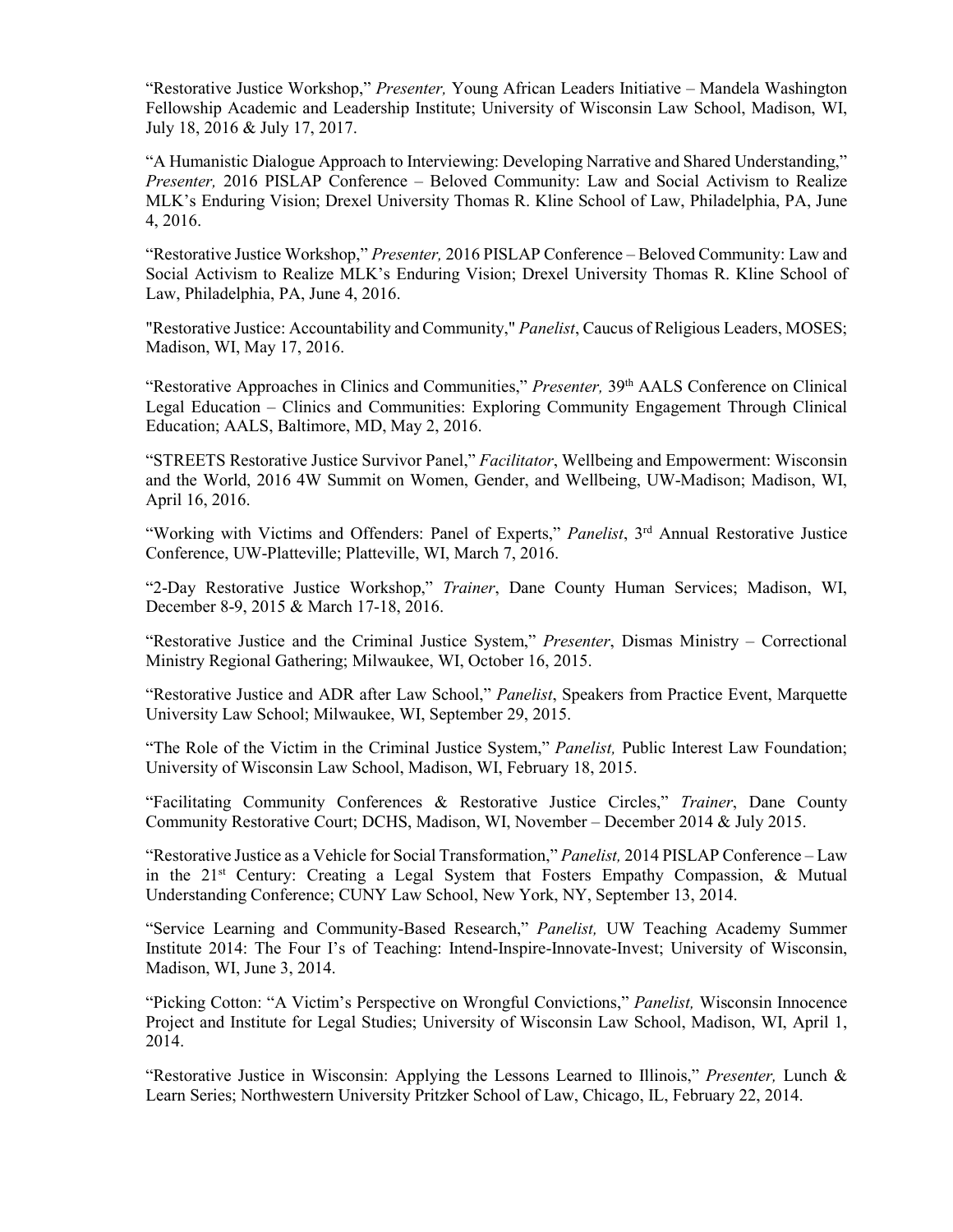"Restorative Justice Workshop," *Presenter,* Young African Leaders Initiative – Mandela Washington Fellowship Academic and Leadership Institute; University of Wisconsin Law School, Madison, WI, July 18, 2016 & July 17, 2017.

"A Humanistic Dialogue Approach to Interviewing: Developing Narrative and Shared Understanding," *Presenter,* 2016 PISLAP Conference – Beloved Community: Law and Social Activism to Realize MLK's Enduring Vision; Drexel University Thomas R. Kline School of Law, Philadelphia, PA, June 4, 2016.

"Restorative Justice Workshop," *Presenter,* 2016 PISLAP Conference – Beloved Community: Law and Social Activism to Realize MLK's Enduring Vision; Drexel University Thomas R. Kline School of Law, Philadelphia, PA, June 4, 2016.

"Restorative Justice: Accountability and Community," *Panelist*, Caucus of Religious Leaders, MOSES; Madison, WI, May 17, 2016.

"Restorative Approaches in Clinics and Communities," *Presenter,* 39th AALS Conference on Clinical Legal Education – Clinics and Communities: Exploring Community Engagement Through Clinical Education; AALS, Baltimore, MD, May 2, 2016.

"STREETS Restorative Justice Survivor Panel," *Facilitator*, Wellbeing and Empowerment: Wisconsin and the World, 2016 4W Summit on Women, Gender, and Wellbeing, UW-Madison; Madison, WI, April 16, 2016.

"Working with Victims and Offenders: Panel of Experts," *Panelist*, 3rd Annual Restorative Justice Conference, UW-Platteville; Platteville, WI, March 7, 2016.

"2-Day Restorative Justice Workshop," *Trainer*, Dane County Human Services; Madison, WI, December 8-9, 2015 & March 17-18, 2016.

"Restorative Justice and the Criminal Justice System," *Presenter*, Dismas Ministry – Correctional Ministry Regional Gathering; Milwaukee, WI, October 16, 2015.

"Restorative Justice and ADR after Law School," *Panelist*, Speakers from Practice Event, Marquette University Law School; Milwaukee, WI, September 29, 2015.

"The Role of the Victim in the Criminal Justice System," *Panelist,* Public Interest Law Foundation; University of Wisconsin Law School, Madison, WI, February 18, 2015.

"Facilitating Community Conferences & Restorative Justice Circles," *Trainer*, Dane County Community Restorative Court; DCHS, Madison, WI, November – December 2014 & July 2015.

"Restorative Justice as a Vehicle for Social Transformation," *Panelist,* 2014 PISLAP Conference – Law in the 21st Century: Creating a Legal System that Fosters Empathy Compassion, & Mutual Understanding Conference; CUNY Law School, New York, NY, September 13, 2014.

"Service Learning and Community-Based Research," *Panelist,* UW Teaching Academy Summer Institute 2014: The Four I's of Teaching: Intend-Inspire-Innovate-Invest; University of Wisconsin, Madison, WI, June 3, 2014.

"Picking Cotton: "A Victim's Perspective on Wrongful Convictions," *Panelist,* Wisconsin Innocence Project and Institute for Legal Studies; University of Wisconsin Law School, Madison, WI, April 1, 2014.

"Restorative Justice in Wisconsin: Applying the Lessons Learned to Illinois," *Presenter,* Lunch & Learn Series; Northwestern University Pritzker School of Law, Chicago, IL, February 22, 2014.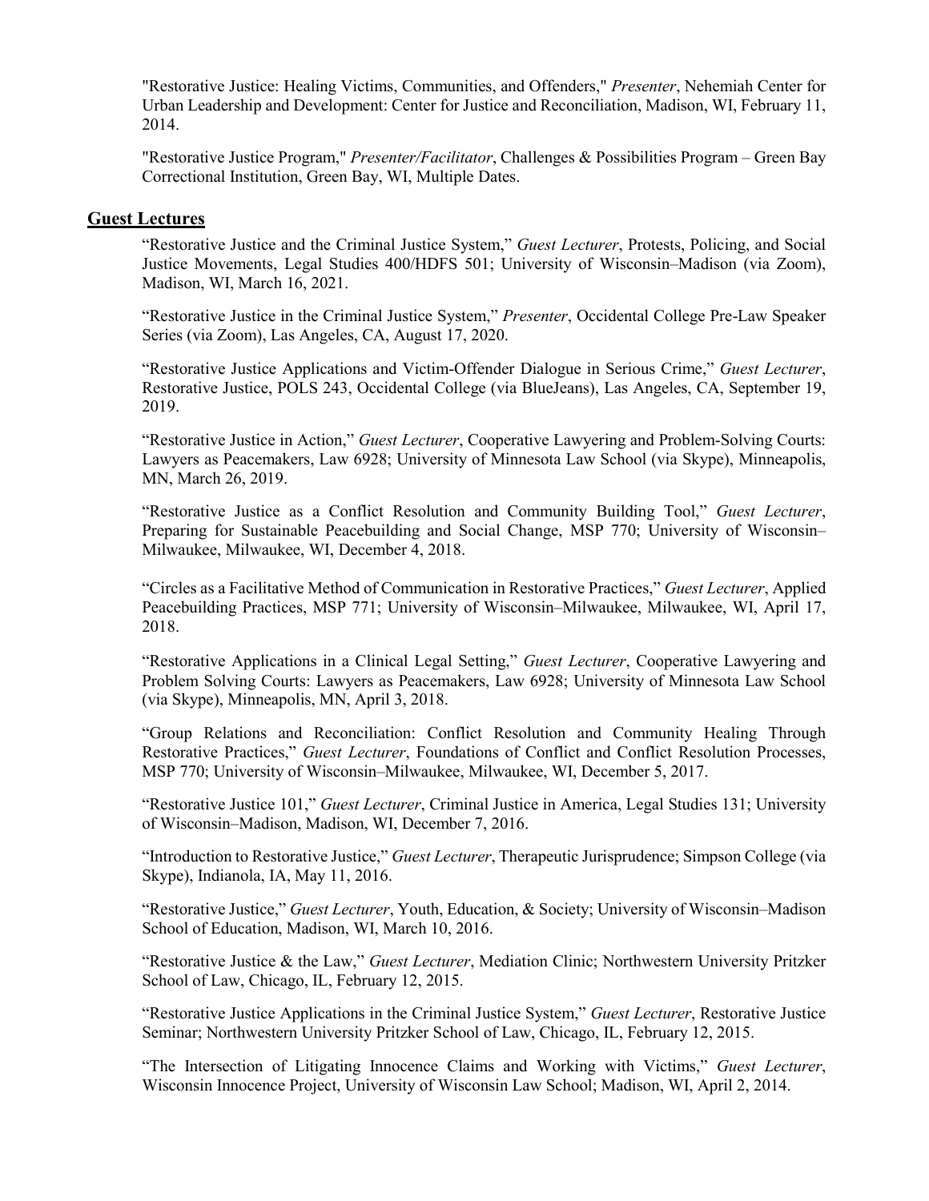"Restorative Justice: Healing Victims, Communities, and Offenders," *Presenter*, Nehemiah Center for Urban Leadership and Development: Center for Justice and Reconciliation, Madison, WI, February 11, 2014.

"Restorative Justice Program," *Presenter/Facilitator*, Challenges & Possibilities Program – Green Bay Correctional Institution, Green Bay, WI, Multiple Dates.

## Guest Lectures

"Restorative Justice and the Criminal Justice System," *Guest Lecturer*, Protests, Policing, and Social Justice Movements, Legal Studies 400/HDFS 501; University of Wisconsin–Madison (via Zoom), Madison, WI, March 16, 2021.

"Restorative Justice in the Criminal Justice System," *Presenter*, Occidental College Pre-Law Speaker Series (via Zoom), Las Angeles, CA, August 17, 2020.

"Restorative Justice Applications and Victim-Offender Dialogue in Serious Crime," *Guest Lecturer*, Restorative Justice, POLS 243, Occidental College (via BlueJeans), Las Angeles, CA, September 19, 2019.

"Restorative Justice in Action," *Guest Lecturer*, Cooperative Lawyering and Problem-Solving Courts: Lawyers as Peacemakers, Law 6928; University of Minnesota Law School (via Skype), Minneapolis, MN, March 26, 2019.

"Restorative Justice as a Conflict Resolution and Community Building Tool," *Guest Lecturer*, Preparing for Sustainable Peacebuilding and Social Change, MSP 770; University of Wisconsin–Milwaukee, Milwaukee, WI, December 4, 2018.

"Circles as a Facilitative Method of Communication in Restorative Practices," *Guest Lecturer*, Applied Peacebuilding Practices, MSP 771; University of Wisconsin–Milwaukee, Milwaukee, WI, April 17, 2018.

"Restorative Applications in a Clinical Legal Setting," *Guest Lecturer*, Cooperative Lawyering and Problem Solving Courts: Lawyers as Peacemakers, Law 6928; University of Minnesota Law School (via Skype), Minneapolis, MN, April 3, 2018.

"Group Relations and Reconciliation: Conflict Resolution and Community Healing Through Restorative Practices," *Guest Lecturer*, Foundations of Conflict and Conflict Resolution Processes, MSP 770; University of Wisconsin–Milwaukee, Milwaukee, WI, December 5, 2017.

"Restorative Justice 101," *Guest Lecturer*, Criminal Justice in America, Legal Studies 131; University of Wisconsin–Madison, Madison, WI, December 7, 2016.

"Introduction to Restorative Justice," *Guest Lecturer*, Therapeutic Jurisprudence; Simpson College (via Skype), Indianola, IA, May 11, 2016.

"Restorative Justice," *Guest Lecturer*, Youth, Education, & Society; University of Wisconsin–Madison School of Education, Madison, WI, March 10, 2016.

"Restorative Justice & the Law," *Guest Lecturer*, Mediation Clinic; Northwestern University Pritzker School of Law, Chicago, IL, February 12, 2015.

"Restorative Justice Applications in the Criminal Justice System," *Guest Lecturer*, Restorative Justice Seminar; Northwestern University Pritzker School of Law, Chicago, IL, February 12, 2015.

"The Intersection of Litigating Innocence Claims and Working with Victims," *Guest Lecturer*, Wisconsin Innocence Project, University of Wisconsin Law School; Madison, WI, April 2, 2014.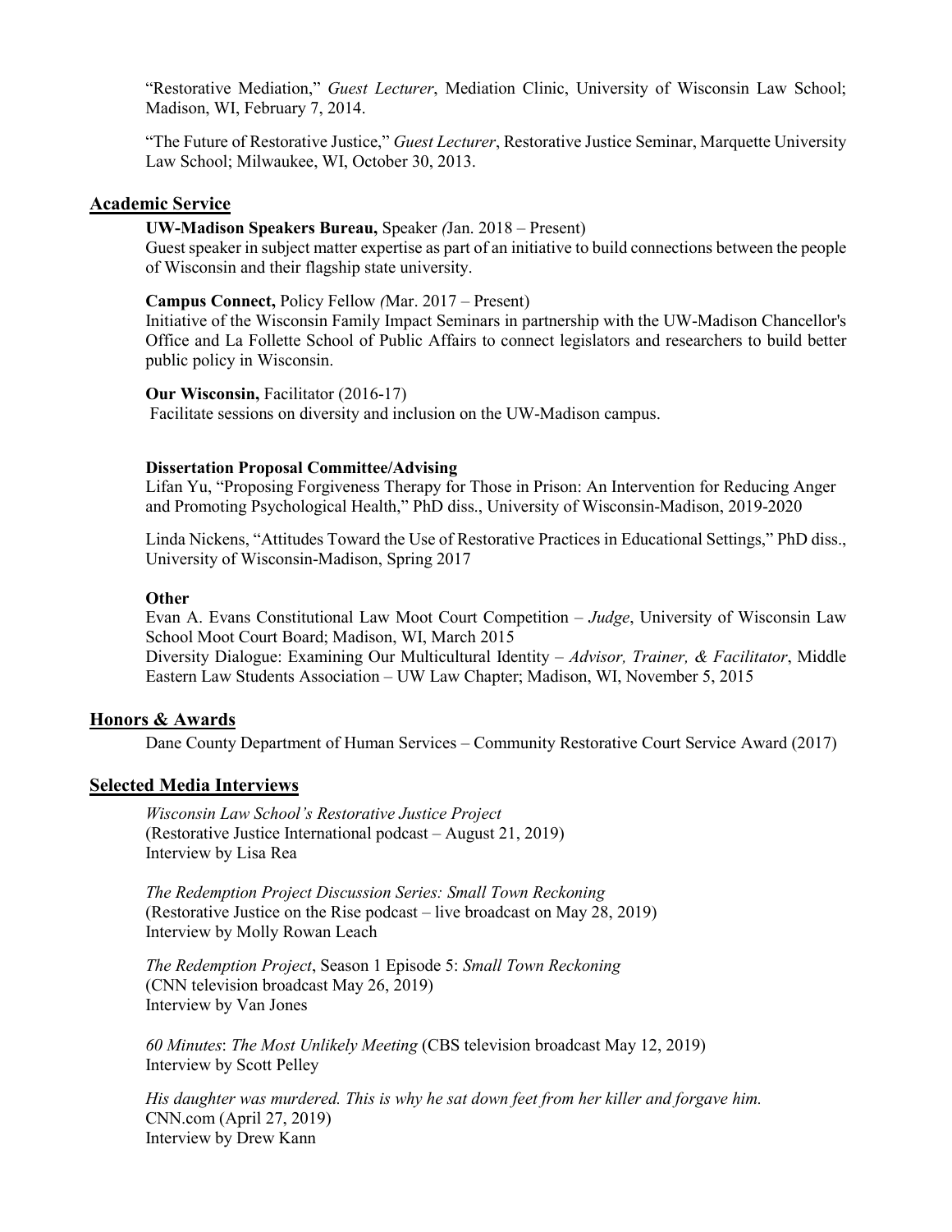"Restorative Mediation," *Guest Lecturer*, Mediation Clinic, University of Wisconsin Law School; Madison, WI, February 7, 2014.

"The Future of Restorative Justice," *Guest Lecturer*, Restorative Justice Seminar, Marquette University Law School; Milwaukee, WI, October 30, 2013.

## Academic Service

**UW-Madison Speakers Bureau,** Speaker *(*Jan. 2018 – Present)
Guest speaker in subject matter expertise as part of an initiative to build connections between the people of Wisconsin and their flagship state university.

**Campus Connect,** Policy Fellow *(*Mar. 2017 – Present)
Initiative of the Wisconsin Family Impact Seminars in partnership with the UW-Madison Chancellor's Office and La Follette School of Public Affairs to connect legislators and researchers to build better public policy in Wisconsin.

**Our Wisconsin,** Facilitator (2016-17)
Facilitate sessions on diversity and inclusion on the UW-Madison campus.

**Dissertation Proposal Committee/Advising**

Lifan Yu, "Proposing Forgiveness Therapy for Those in Prison: An Intervention for Reducing Anger and Promoting Psychological Health," PhD diss., University of Wisconsin-Madison, 2019-2020

Linda Nickens, "Attitudes Toward the Use of Restorative Practices in Educational Settings," PhD diss., University of Wisconsin-Madison, Spring 2017

**Other**

Evan A. Evans Constitutional Law Moot Court Competition – *Judge*, University of Wisconsin Law School Moot Court Board; Madison, WI, March 2015
Diversity Dialogue: Examining Our Multicultural Identity – *Advisor, Trainer, & Facilitator*, Middle Eastern Law Students Association – UW Law Chapter; Madison, WI, November 5, 2015

## Honors & Awards

Dane County Department of Human Services – Community Restorative Court Service Award (2017)

## Selected Media Interviews

*Wisconsin Law School's Restorative Justice Project*
(Restorative Justice International podcast – August 21, 2019)
Interview by Lisa Rea

*The Redemption Project Discussion Series: Small Town Reckoning*
(Restorative Justice on the Rise podcast – live broadcast on May 28, 2019)
Interview by Molly Rowan Leach

*The Redemption Project*, Season 1 Episode 5: *Small Town Reckoning*
(CNN television broadcast May 26, 2019)
Interview by Van Jones

*60 Minutes*: *The Most Unlikely Meeting* (CBS television broadcast May 12, 2019)
Interview by Scott Pelley

*His daughter was murdered. This is why he sat down feet from her killer and forgave him.*
CNN.com (April 27, 2019)
Interview by Drew Kann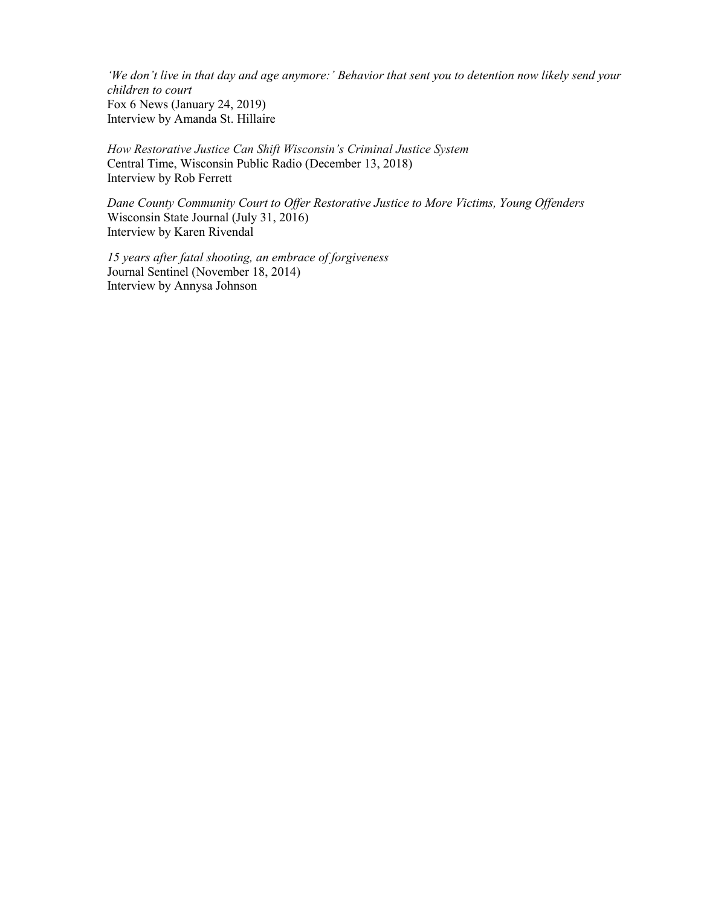*'We don't live in that day and age anymore:' Behavior that sent you to detention now likely send your children to court*
Fox 6 News (January 24, 2019)
Interview by Amanda St. Hillaire

*How Restorative Justice Can Shift Wisconsin's Criminal Justice System*
Central Time, Wisconsin Public Radio (December 13, 2018)
Interview by Rob Ferrett

*Dane County Community Court to Offer Restorative Justice to More Victims, Young Offenders*
Wisconsin State Journal (July 31, 2016)
Interview by Karen Rivendal

*15 years after fatal shooting, an embrace of forgiveness*
Journal Sentinel (November 18, 2014)
Interview by Annysa Johnson